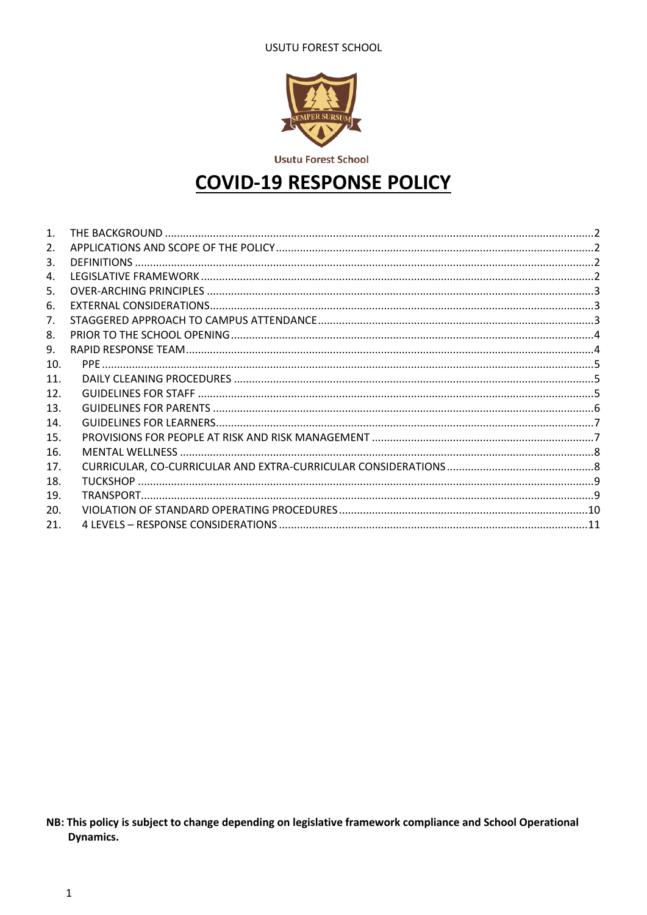USUTU FOREST SCHOOL

Usutu Forest School

# COVID-19 RESPONSE POLICY

1. THE BACKGROUND ....... 2
2. APPLICATIONS AND SCOPE OF THE POLICY ....... 2
3. DEFINITIONS ....... 2
4. LEGISLATIVE FRAMEWORK ....... 2
5. OVER-ARCHING PRINCIPLES ....... 3
6. EXTERNAL CONSIDERATIONS ....... 3
7. STAGGERED APPROACH TO CAMPUS ATTENDANCE ....... 3
8. PRIOR TO THE SCHOOL OPENING ....... 4
9. RAPID RESPONSE TEAM ....... 4
10. PPE ....... 5
11. DAILY CLEANING PROCEDURES ....... 5
12. GUIDELINES FOR STAFF ....... 5
13. GUIDELINES FOR PARENTS ....... 6
14. GUIDELINES FOR LEARNERS ....... 7
15. PROVISIONS FOR PEOPLE AT RISK AND RISK MANAGEMENT ....... 7
16. MENTAL WELLNESS ....... 8
17. CURRICULAR, CO-CURRICULAR AND EXTRA-CURRICULAR CONSIDERATIONS ....... 8
18. TUCKSHOP ....... 9
19. TRANSPORT ....... 9
20. VIOLATION OF STANDARD OPERATING PROCEDURES ....... 10
21. 4 LEVELS – RESPONSE CONSIDERATIONS ....... 11

**NB: This policy is subject to change depending on legislative framework compliance and School Operational Dynamics.**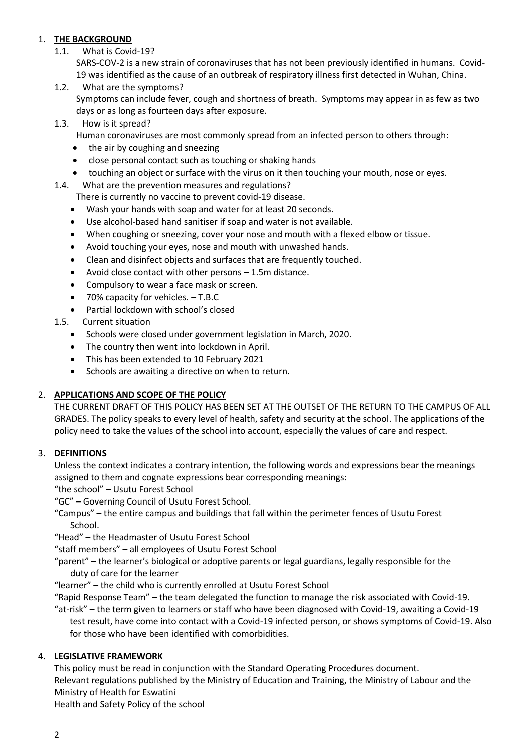1. **THE BACKGROUND**

   1.1. What is Covid-19?

   SARS-COV-2 is a new strain of coronaviruses that has not been previously identified in humans. Covid-19 was identified as the cause of an outbreak of respiratory illness first detected in Wuhan, China.

   1.2. What are the symptoms?

   Symptoms can include fever, cough and shortness of breath. Symptoms may appear in as few as two days or as long as fourteen days after exposure.

   1.3. How is it spread?

   Human coronaviruses are most commonly spread from an infected person to others through:

   - the air by coughing and sneezing
   - close personal contact such as touching or shaking hands
   - touching an object or surface with the virus on it then touching your mouth, nose or eyes.

   1.4. What are the prevention measures and regulations?

   There is currently no vaccine to prevent covid-19 disease.

   - Wash your hands with soap and water for at least 20 seconds.
   - Use alcohol-based hand sanitiser if soap and water is not available.
   - When coughing or sneezing, cover your nose and mouth with a flexed elbow or tissue.
   - Avoid touching your eyes, nose and mouth with unwashed hands.
   - Clean and disinfect objects and surfaces that are frequently touched.
   - Avoid close contact with other persons – 1.5m distance.
   - Compulsory to wear a face mask or screen.
   - 70% capacity for vehicles. – T.B.C
   - Partial lockdown with school's closed

   1.5. Current situation

   - Schools were closed under government legislation in March, 2020.
   - The country then went into lockdown in April.
   - This has been extended to 10 February 2021
   - Schools are awaiting a directive on when to return.

2. **APPLICATIONS AND SCOPE OF THE POLICY**

   THE CURRENT DRAFT OF THIS POLICY HAS BEEN SET AT THE OUTSET OF THE RETURN TO THE CAMPUS OF ALL GRADES. The policy speaks to every level of health, safety and security at the school. The applications of the policy need to take the values of the school into account, especially the values of care and respect.

3. **DEFINITIONS**

   Unless the context indicates a contrary intention, the following words and expressions bear the meanings assigned to them and cognate expressions bear corresponding meanings:

   "the school" – Usutu Forest School

   "GC" – Governing Council of Usutu Forest School.

   "Campus" – the entire campus and buildings that fall within the perimeter fences of Usutu Forest School.

   "Head" – the Headmaster of Usutu Forest School

   "staff members" – all employees of Usutu Forest School

   "parent" – the learner's biological or adoptive parents or legal guardians, legally responsible for the duty of care for the learner

   "learner" – the child who is currently enrolled at Usutu Forest School

   "Rapid Response Team" – the team delegated the function to manage the risk associated with Covid-19.

   "at-risk" – the term given to learners or staff who have been diagnosed with Covid-19, awaiting a Covid-19 test result, have come into contact with a Covid-19 infected person, or shows symptoms of Covid-19. Also for those who have been identified with comorbidities.

4. **LEGISLATIVE FRAMEWORK**

   This policy must be read in conjunction with the Standard Operating Procedures document.

   Relevant regulations published by the Ministry of Education and Training, the Ministry of Labour and the Ministry of Health for Eswatini

   Health and Safety Policy of the school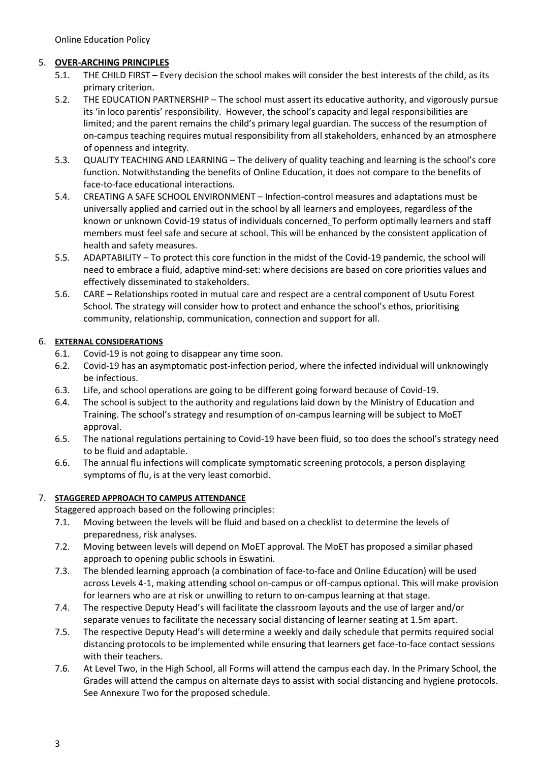## 5. OVER-ARCHING PRINCIPLES

5.1. THE CHILD FIRST – Every decision the school makes will consider the best interests of the child, as its primary criterion.

5.2. THE EDUCATION PARTNERSHIP – The school must assert its educative authority, and vigorously pursue its 'in loco parentis' responsibility. However, the school's capacity and legal responsibilities are limited; and the parent remains the child's primary legal guardian. The success of the resumption of on-campus teaching requires mutual responsibility from all stakeholders, enhanced by an atmosphere of openness and integrity.

5.3. QUALITY TEACHING AND LEARNING – The delivery of quality teaching and learning is the school's core function. Notwithstanding the benefits of Online Education, it does not compare to the benefits of face-to-face educational interactions.

5.4. CREATING A SAFE SCHOOL ENVIRONMENT – Infection-control measures and adaptations must be universally applied and carried out in the school by all learners and employees, regardless of the known or unknown Covid-19 status of individuals concerned. To perform optimally learners and staff members must feel safe and secure at school. This will be enhanced by the consistent application of health and safety measures.

5.5. ADAPTABILITY – To protect this core function in the midst of the Covid-19 pandemic, the school will need to embrace a fluid, adaptive mind-set: where decisions are based on core priorities values and effectively disseminated to stakeholders.

5.6. CARE – Relationships rooted in mutual care and respect are a central component of Usutu Forest School. The strategy will consider how to protect and enhance the school's ethos, prioritising community, relationship, communication, connection and support for all.

## 6. EXTERNAL CONSIDERATIONS

6.1. Covid-19 is not going to disappear any time soon.

6.2. Covid-19 has an asymptomatic post-infection period, where the infected individual will unknowingly be infectious.

6.3. Life, and school operations are going to be different going forward because of Covid-19.

6.4. The school is subject to the authority and regulations laid down by the Ministry of Education and Training. The school's strategy and resumption of on-campus learning will be subject to MoET approval.

6.5. The national regulations pertaining to Covid-19 have been fluid, so too does the school's strategy need to be fluid and adaptable.

6.6. The annual flu infections will complicate symptomatic screening protocols, a person displaying symptoms of flu, is at the very least comorbid.

## 7. STAGGERED APPROACH TO CAMPUS ATTENDANCE

Staggered approach based on the following principles:

7.1. Moving between the levels will be fluid and based on a checklist to determine the levels of preparedness, risk analyses.

7.2. Moving between levels will depend on MoET approval. The MoET has proposed a similar phased approach to opening public schools in Eswatini.

7.3. The blended learning approach (a combination of face-to-face and Online Education) will be used across Levels 4-1, making attending school on-campus or off-campus optional. This will make provision for learners who are at risk or unwilling to return to on-campus learning at that stage.

7.4. The respective Deputy Head's will facilitate the classroom layouts and the use of larger and/or separate venues to facilitate the necessary social distancing of learner seating at 1.5m apart.

7.5. The respective Deputy Head's will determine a weekly and daily schedule that permits required social distancing protocols to be implemented while ensuring that learners get face-to-face contact sessions with their teachers.

7.6. At Level Two, in the High School, all Forms will attend the campus each day. In the Primary School, the Grades will attend the campus on alternate days to assist with social distancing and hygiene protocols. See Annexure Two for the proposed schedule.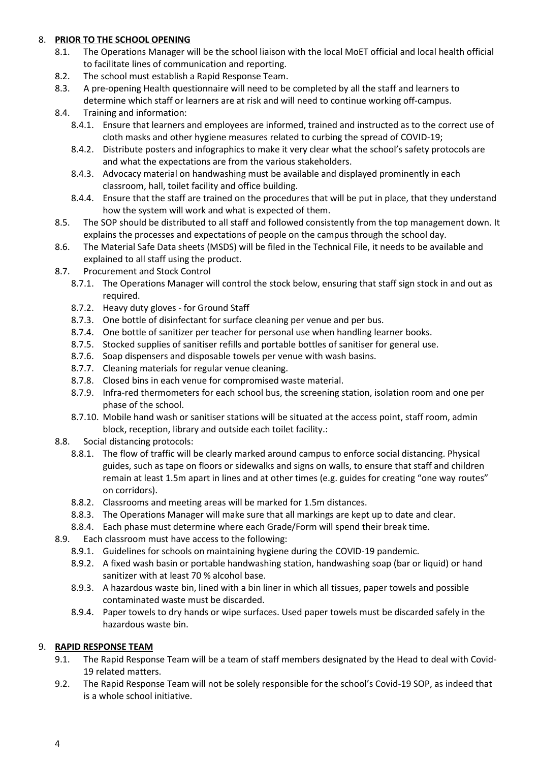## 8. **PRIOR TO THE SCHOOL OPENING**

- 8.1. The Operations Manager will be the school liaison with the local MoET official and local health official to facilitate lines of communication and reporting.
- 8.2. The school must establish a Rapid Response Team.
- 8.3. A pre-opening Health questionnaire will need to be completed by all the staff and learners to determine which staff or learners are at risk and will need to continue working off-campus.
- 8.4. Training and information:
  - 8.4.1. Ensure that learners and employees are informed, trained and instructed as to the correct use of cloth masks and other hygiene measures related to curbing the spread of COVID-19;
  - 8.4.2. Distribute posters and infographics to make it very clear what the school's safety protocols are and what the expectations are from the various stakeholders.
  - 8.4.3. Advocacy material on handwashing must be available and displayed prominently in each classroom, hall, toilet facility and office building.
  - 8.4.4. Ensure that the staff are trained on the procedures that will be put in place, that they understand how the system will work and what is expected of them.
- 8.5. The SOP should be distributed to all staff and followed consistently from the top management down. It explains the processes and expectations of people on the campus through the school day.
- 8.6. The Material Safe Data sheets (MSDS) will be filed in the Technical File, it needs to be available and explained to all staff using the product.
- 8.7. Procurement and Stock Control
  - 8.7.1. The Operations Manager will control the stock below, ensuring that staff sign stock in and out as required.
  - 8.7.2. Heavy duty gloves - for Ground Staff
  - 8.7.3. One bottle of disinfectant for surface cleaning per venue and per bus.
  - 8.7.4. One bottle of sanitizer per teacher for personal use when handling learner books.
  - 8.7.5. Stocked supplies of sanitiser refills and portable bottles of sanitiser for general use.
  - 8.7.6. Soap dispensers and disposable towels per venue with wash basins.
  - 8.7.7. Cleaning materials for regular venue cleaning.
  - 8.7.8. Closed bins in each venue for compromised waste material.
  - 8.7.9. Infra-red thermometers for each school bus, the screening station, isolation room and one per phase of the school.
  - 8.7.10. Mobile hand wash or sanitiser stations will be situated at the access point, staff room, admin block, reception, library and outside each toilet facility.:
- 8.8. Social distancing protocols:
  - 8.8.1. The flow of traffic will be clearly marked around campus to enforce social distancing. Physical guides, such as tape on floors or sidewalks and signs on walls, to ensure that staff and children remain at least 1.5m apart in lines and at other times (e.g. guides for creating "one way routes" on corridors).
  - 8.8.2. Classrooms and meeting areas will be marked for 1.5m distances.
  - 8.8.3. The Operations Manager will make sure that all markings are kept up to date and clear.
  - 8.8.4. Each phase must determine where each Grade/Form will spend their break time.
- 8.9. Each classroom must have access to the following:
  - 8.9.1. Guidelines for schools on maintaining hygiene during the COVID-19 pandemic.
  - 8.9.2. A fixed wash basin or portable handwashing station, handwashing soap (bar or liquid) or hand sanitizer with at least 70 % alcohol base.
  - 8.9.3. A hazardous waste bin, lined with a bin liner in which all tissues, paper towels and possible contaminated waste must be discarded.
  - 8.9.4. Paper towels to dry hands or wipe surfaces. Used paper towels must be discarded safely in the hazardous waste bin.

## 9. **RAPID RESPONSE TEAM**

- 9.1. The Rapid Response Team will be a team of staff members designated by the Head to deal with Covid-19 related matters.
- 9.2. The Rapid Response Team will not be solely responsible for the school's Covid-19 SOP, as indeed that is a whole school initiative.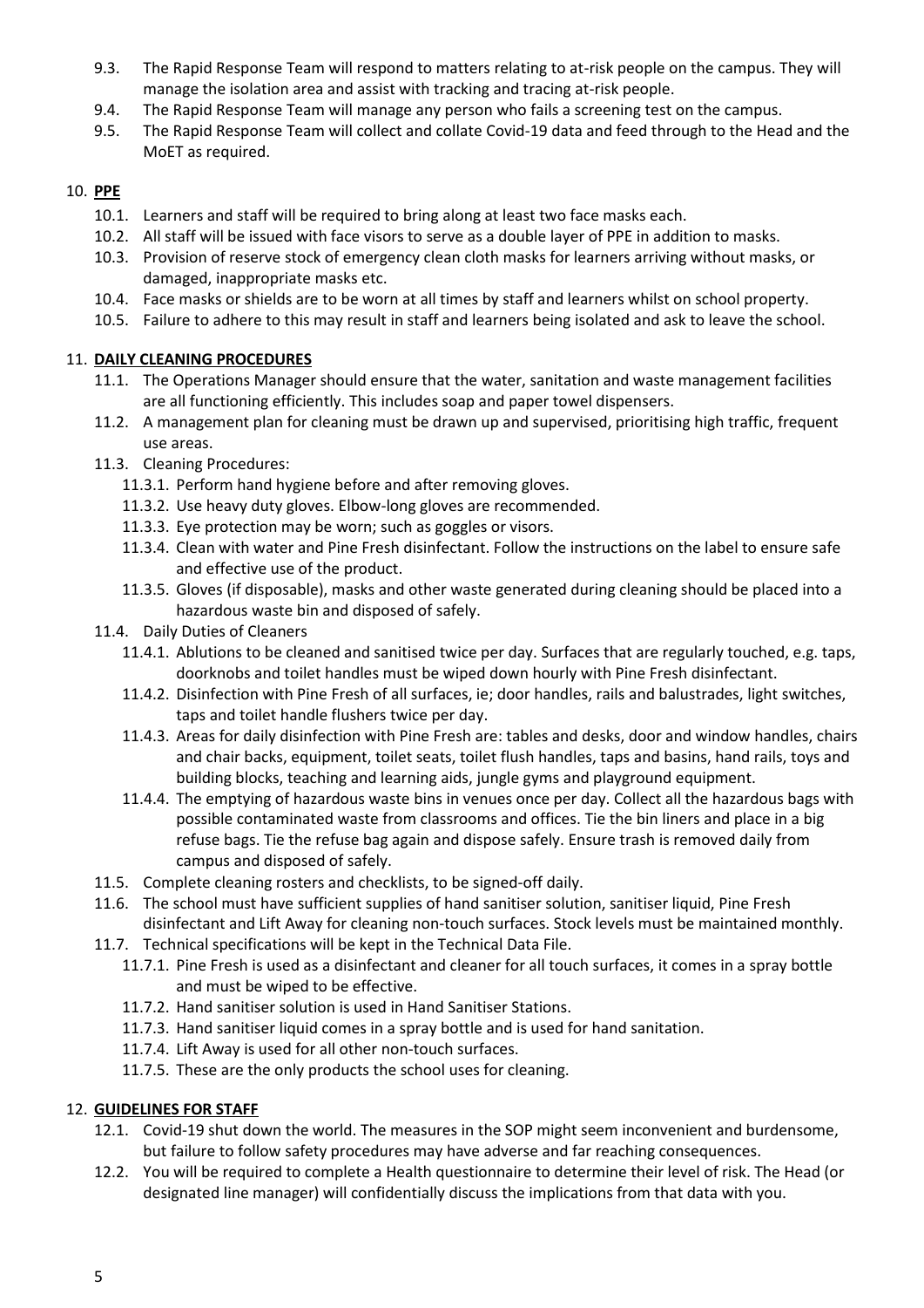9.3. The Rapid Response Team will respond to matters relating to at-risk people on the campus. They will manage the isolation area and assist with tracking and tracing at-risk people.

9.4. The Rapid Response Team will manage any person who fails a screening test on the campus.

9.5. The Rapid Response Team will collect and collate Covid-19 data and feed through to the Head and the MoET as required.

## 10. **PPE**

10.1. Learners and staff will be required to bring along at least two face masks each.

10.2. All staff will be issued with face visors to serve as a double layer of PPE in addition to masks.

10.3. Provision of reserve stock of emergency clean cloth masks for learners arriving without masks, or damaged, inappropriate masks etc.

10.4. Face masks or shields are to be worn at all times by staff and learners whilst on school property.

10.5. Failure to adhere to this may result in staff and learners being isolated and ask to leave the school.

## 11. **DAILY CLEANING PROCEDURES**

11.1. The Operations Manager should ensure that the water, sanitation and waste management facilities are all functioning efficiently. This includes soap and paper towel dispensers.

11.2. A management plan for cleaning must be drawn up and supervised, prioritising high traffic, frequent use areas.

11.3. Cleaning Procedures:

- 11.3.1. Perform hand hygiene before and after removing gloves.
- 11.3.2. Use heavy duty gloves. Elbow-long gloves are recommended.
- 11.3.3. Eye protection may be worn; such as goggles or visors.
- 11.3.4. Clean with water and Pine Fresh disinfectant. Follow the instructions on the label to ensure safe and effective use of the product.
- 11.3.5. Gloves (if disposable), masks and other waste generated during cleaning should be placed into a hazardous waste bin and disposed of safely.

11.4. Daily Duties of Cleaners

- 11.4.1. Ablutions to be cleaned and sanitised twice per day. Surfaces that are regularly touched, e.g. taps, doorknobs and toilet handles must be wiped down hourly with Pine Fresh disinfectant.
- 11.4.2. Disinfection with Pine Fresh of all surfaces, ie; door handles, rails and balustrades, light switches, taps and toilet handle flushers twice per day.
- 11.4.3. Areas for daily disinfection with Pine Fresh are: tables and desks, door and window handles, chairs and chair backs, equipment, toilet seats, toilet flush handles, taps and basins, hand rails, toys and building blocks, teaching and learning aids, jungle gyms and playground equipment.
- 11.4.4. The emptying of hazardous waste bins in venues once per day. Collect all the hazardous bags with possible contaminated waste from classrooms and offices. Tie the bin liners and place in a big refuse bags. Tie the refuse bag again and dispose safely. Ensure trash is removed daily from campus and disposed of safely.

11.5. Complete cleaning rosters and checklists, to be signed-off daily.

11.6. The school must have sufficient supplies of hand sanitiser solution, sanitiser liquid, Pine Fresh disinfectant and Lift Away for cleaning non-touch surfaces. Stock levels must be maintained monthly.

11.7. Technical specifications will be kept in the Technical Data File.

- 11.7.1. Pine Fresh is used as a disinfectant and cleaner for all touch surfaces, it comes in a spray bottle and must be wiped to be effective.
- 11.7.2. Hand sanitiser solution is used in Hand Sanitiser Stations.
- 11.7.3. Hand sanitiser liquid comes in a spray bottle and is used for hand sanitation.
- 11.7.4. Lift Away is used for all other non-touch surfaces.
- 11.7.5. These are the only products the school uses for cleaning.

## 12. **GUIDELINES FOR STAFF**

12.1. Covid-19 shut down the world. The measures in the SOP might seem inconvenient and burdensome, but failure to follow safety procedures may have adverse and far reaching consequences.

12.2. You will be required to complete a Health questionnaire to determine their level of risk. The Head (or designated line manager) will confidentially discuss the implications from that data with you.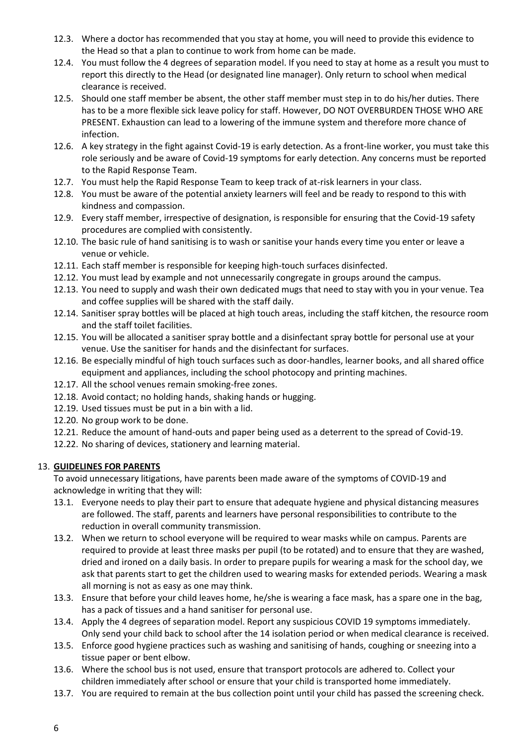12.3. Where a doctor has recommended that you stay at home, you will need to provide this evidence to the Head so that a plan to continue to work from home can be made.

12.4. You must follow the 4 degrees of separation model. If you need to stay at home as a result you must to report this directly to the Head (or designated line manager). Only return to school when medical clearance is received.

12.5. Should one staff member be absent, the other staff member must step in to do his/her duties. There has to be a more flexible sick leave policy for staff. However, DO NOT OVERBURDEN THOSE WHO ARE PRESENT. Exhaustion can lead to a lowering of the immune system and therefore more chance of infection.

12.6. A key strategy in the fight against Covid-19 is early detection. As a front-line worker, you must take this role seriously and be aware of Covid-19 symptoms for early detection. Any concerns must be reported to the Rapid Response Team.

12.7. You must help the Rapid Response Team to keep track of at-risk learners in your class.

12.8. You must be aware of the potential anxiety learners will feel and be ready to respond to this with kindness and compassion.

12.9. Every staff member, irrespective of designation, is responsible for ensuring that the Covid-19 safety procedures are complied with consistently.

12.10. The basic rule of hand sanitising is to wash or sanitise your hands every time you enter or leave a venue or vehicle.

12.11. Each staff member is responsible for keeping high-touch surfaces disinfected.

12.12. You must lead by example and not unnecessarily congregate in groups around the campus.

12.13. You need to supply and wash their own dedicated mugs that need to stay with you in your venue. Tea and coffee supplies will be shared with the staff daily.

12.14. Sanitiser spray bottles will be placed at high touch areas, including the staff kitchen, the resource room and the staff toilet facilities.

12.15. You will be allocated a sanitiser spray bottle and a disinfectant spray bottle for personal use at your venue. Use the sanitiser for hands and the disinfectant for surfaces.

12.16. Be especially mindful of high touch surfaces such as door-handles, learner books, and all shared office equipment and appliances, including the school photocopy and printing machines.

12.17. All the school venues remain smoking-free zones.

12.18. Avoid contact; no holding hands, shaking hands or hugging.

12.19. Used tissues must be put in a bin with a lid.

12.20. No group work to be done.

12.21. Reduce the amount of hand-outs and paper being used as a deterrent to the spread of Covid-19.

12.22. No sharing of devices, stationery and learning material.

## 13. **GUIDELINES FOR PARENTS**

To avoid unnecessary litigations, have parents been made aware of the symptoms of COVID-19 and acknowledge in writing that they will:

13.1. Everyone needs to play their part to ensure that adequate hygiene and physical distancing measures are followed. The staff, parents and learners have personal responsibilities to contribute to the reduction in overall community transmission.

13.2. When we return to school everyone will be required to wear masks while on campus. Parents are required to provide at least three masks per pupil (to be rotated) and to ensure that they are washed, dried and ironed on a daily basis. In order to prepare pupils for wearing a mask for the school day, we ask that parents start to get the children used to wearing masks for extended periods. Wearing a mask all morning is not as easy as one may think.

13.3. Ensure that before your child leaves home, he/she is wearing a face mask, has a spare one in the bag, has a pack of tissues and a hand sanitiser for personal use.

13.4. Apply the 4 degrees of separation model. Report any suspicious COVID 19 symptoms immediately. Only send your child back to school after the 14 isolation period or when medical clearance is received.

13.5. Enforce good hygiene practices such as washing and sanitising of hands, coughing or sneezing into a tissue paper or bent elbow.

13.6. Where the school bus is not used, ensure that transport protocols are adhered to. Collect your children immediately after school or ensure that your child is transported home immediately.

13.7. You are required to remain at the bus collection point until your child has passed the screening check.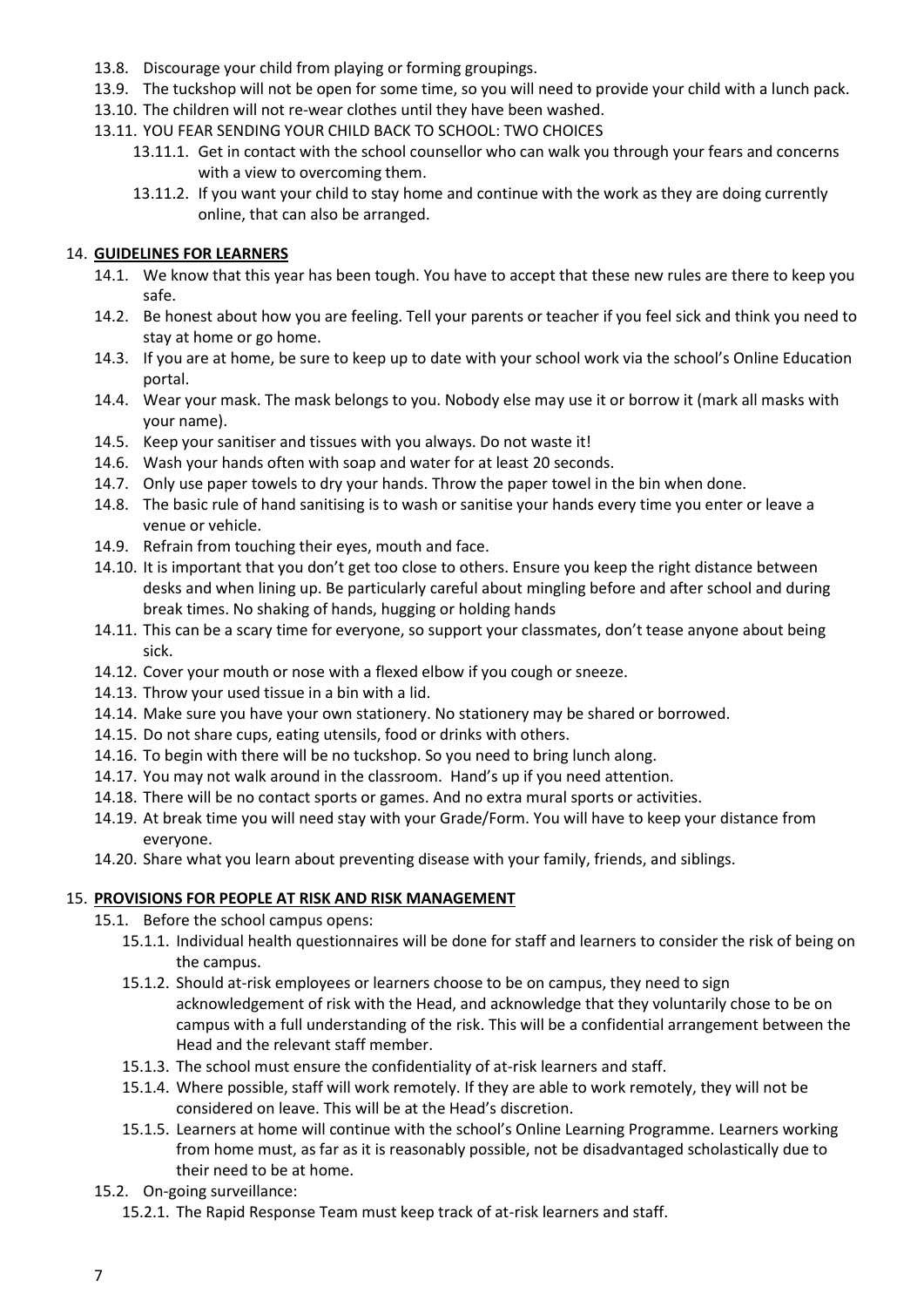13.8. Discourage your child from playing or forming groupings.
13.9. The tuckshop will not be open for some time, so you will need to provide your child with a lunch pack.
13.10. The children will not re-wear clothes until they have been washed.
13.11. YOU FEAR SENDING YOUR CHILD BACK TO SCHOOL: TWO CHOICES
  13.11.1. Get in contact with the school counsellor who can walk you through your fears and concerns with a view to overcoming them.
  13.11.2. If you want your child to stay home and continue with the work as they are doing currently online, that can also be arranged.

## 14. **GUIDELINES FOR LEARNERS**

14.1. We know that this year has been tough. You have to accept that these new rules are there to keep you safe.
14.2. Be honest about how you are feeling. Tell your parents or teacher if you feel sick and think you need to stay at home or go home.
14.3. If you are at home, be sure to keep up to date with your school work via the school's Online Education portal.
14.4. Wear your mask. The mask belongs to you. Nobody else may use it or borrow it (mark all masks with your name).
14.5. Keep your sanitiser and tissues with you always. Do not waste it!
14.6. Wash your hands often with soap and water for at least 20 seconds.
14.7. Only use paper towels to dry your hands. Throw the paper towel in the bin when done.
14.8. The basic rule of hand sanitising is to wash or sanitise your hands every time you enter or leave a venue or vehicle.
14.9. Refrain from touching their eyes, mouth and face.
14.10. It is important that you don't get too close to others. Ensure you keep the right distance between desks and when lining up. Be particularly careful about mingling before and after school and during break times. No shaking of hands, hugging or holding hands
14.11. This can be a scary time for everyone, so support your classmates, don't tease anyone about being sick.
14.12. Cover your mouth or nose with a flexed elbow if you cough or sneeze.
14.13. Throw your used tissue in a bin with a lid.
14.14. Make sure you have your own stationery. No stationery may be shared or borrowed.
14.15. Do not share cups, eating utensils, food or drinks with others.
14.16. To begin with there will be no tuckshop. So you need to bring lunch along.
14.17. You may not walk around in the classroom. Hand's up if you need attention.
14.18. There will be no contact sports or games. And no extra mural sports or activities.
14.19. At break time you will need stay with your Grade/Form. You will have to keep your distance from everyone.
14.20. Share what you learn about preventing disease with your family, friends, and siblings.

## 15. **PROVISIONS FOR PEOPLE AT RISK AND RISK MANAGEMENT**

15.1. Before the school campus opens:
  15.1.1. Individual health questionnaires will be done for staff and learners to consider the risk of being on the campus.
  15.1.2. Should at-risk employees or learners choose to be on campus, they need to sign acknowledgement of risk with the Head, and acknowledge that they voluntarily chose to be on campus with a full understanding of the risk. This will be a confidential arrangement between the Head and the relevant staff member.
  15.1.3. The school must ensure the confidentiality of at-risk learners and staff.
  15.1.4. Where possible, staff will work remotely. If they are able to work remotely, they will not be considered on leave. This will be at the Head's discretion.
  15.1.5. Learners at home will continue with the school's Online Learning Programme. Learners working from home must, as far as it is reasonably possible, not be disadvantaged scholastically due to their need to be at home.
15.2. On-going surveillance:
  15.2.1. The Rapid Response Team must keep track of at-risk learners and staff.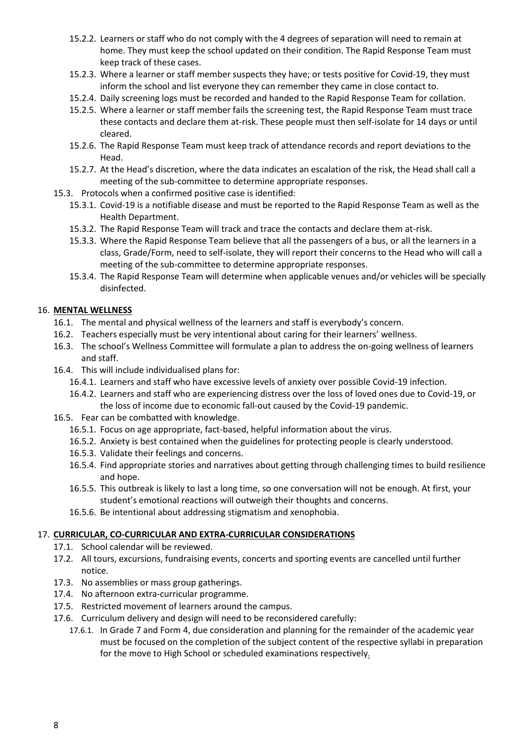- 15.2.2. Learners or staff who do not comply with the 4 degrees of separation will need to remain at home. They must keep the school updated on their condition. The Rapid Response Team must keep track of these cases.
- 15.2.3. Where a learner or staff member suspects they have; or tests positive for Covid-19, they must inform the school and list everyone they can remember they came in close contact to.
- 15.2.4. Daily screening logs must be recorded and handed to the Rapid Response Team for collation.
- 15.2.5. Where a learner or staff member fails the screening test, the Rapid Response Team must trace these contacts and declare them at-risk. These people must then self-isolate for 14 days or until cleared.
- 15.2.6. The Rapid Response Team must keep track of attendance records and report deviations to the Head.
- 15.2.7. At the Head's discretion, where the data indicates an escalation of the risk, the Head shall call a meeting of the sub-committee to determine appropriate responses.

15.3. Protocols when a confirmed positive case is identified:

- 15.3.1. Covid-19 is a notifiable disease and must be reported to the Rapid Response Team as well as the Health Department.
- 15.3.2. The Rapid Response Team will track and trace the contacts and declare them at-risk.
- 15.3.3. Where the Rapid Response Team believe that all the passengers of a bus, or all the learners in a class, Grade/Form, need to self-isolate, they will report their concerns to the Head who will call a meeting of the sub-committee to determine appropriate responses.
- 15.3.4. The Rapid Response Team will determine when applicable venues and/or vehicles will be specially disinfected.

## 16. MENTAL WELLNESS

16.1. The mental and physical wellness of the learners and staff is everybody's concern.

16.2. Teachers especially must be very intentional about caring for their learners' wellness.

16.3. The school's Wellness Committee will formulate a plan to address the on-going wellness of learners and staff.

16.4. This will include individualised plans for:

- 16.4.1. Learners and staff who have excessive levels of anxiety over possible Covid-19 infection.
- 16.4.2. Learners and staff who are experiencing distress over the loss of loved ones due to Covid-19, or the loss of income due to economic fall-out caused by the Covid-19 pandemic.

16.5. Fear can be combatted with knowledge.

- 16.5.1. Focus on age appropriate, fact-based, helpful information about the virus.
- 16.5.2. Anxiety is best contained when the guidelines for protecting people is clearly understood.
- 16.5.3. Validate their feelings and concerns.
- 16.5.4. Find appropriate stories and narratives about getting through challenging times to build resilience and hope.
- 16.5.5. This outbreak is likely to last a long time, so one conversation will not be enough. At first, your student's emotional reactions will outweigh their thoughts and concerns.
- 16.5.6. Be intentional about addressing stigmatism and xenophobia.

## 17. CURRICULAR, CO-CURRICULAR AND EXTRA-CURRICULAR CONSIDERATIONS

17.1. School calendar will be reviewed.

17.2. All tours, excursions, fundraising events, concerts and sporting events are cancelled until further notice.

17.3. No assemblies or mass group gatherings.

17.4. No afternoon extra-curricular programme.

17.5. Restricted movement of learners around the campus.

17.6. Curriculum delivery and design will need to be reconsidered carefully:

- 17.6.1. In Grade 7 and Form 4, due consideration and planning for the remainder of the academic year must be focused on the completion of the subject content of the respective syllabi in preparation for the move to High School or scheduled examinations respectively.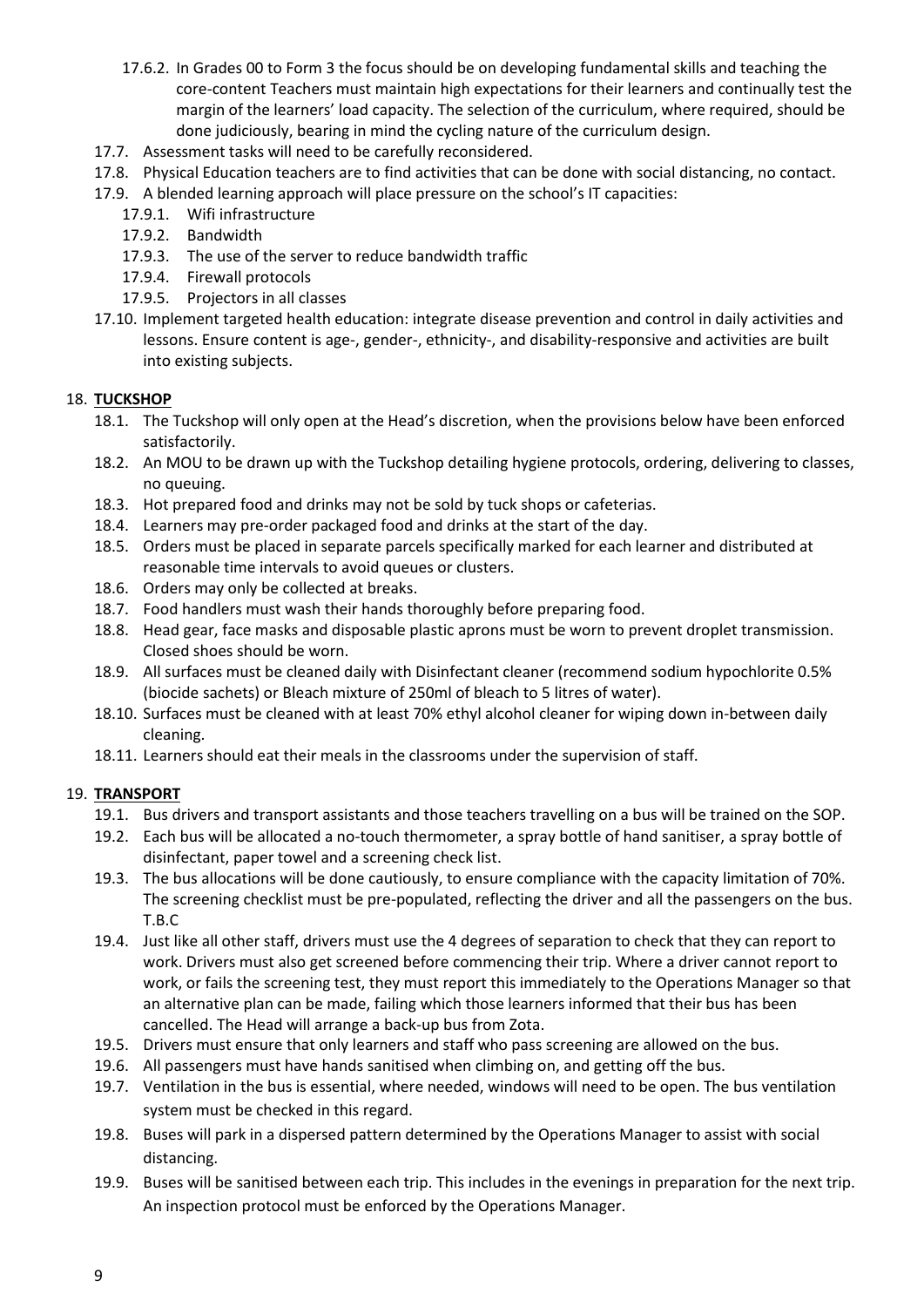17.6.2. In Grades 00 to Form 3 the focus should be on developing fundamental skills and teaching the core-content Teachers must maintain high expectations for their learners and continually test the margin of the learners' load capacity. The selection of the curriculum, where required, should be done judiciously, bearing in mind the cycling nature of the curriculum design.

17.7. Assessment tasks will need to be carefully reconsidered.

17.8. Physical Education teachers are to find activities that can be done with social distancing, no contact.

17.9. A blended learning approach will place pressure on the school's IT capacities:

- 17.9.1. Wifi infrastructure
- 17.9.2. Bandwidth
- 17.9.3. The use of the server to reduce bandwidth traffic
- 17.9.4. Firewall protocols
- 17.9.5. Projectors in all classes

17.10. Implement targeted health education: integrate disease prevention and control in daily activities and lessons. Ensure content is age-, gender-, ethnicity-, and disability-responsive and activities are built into existing subjects.

## 18. TUCKSHOP

18.1. The Tuckshop will only open at the Head's discretion, when the provisions below have been enforced satisfactorily.

18.2. An MOU to be drawn up with the Tuckshop detailing hygiene protocols, ordering, delivering to classes, no queuing.

18.3. Hot prepared food and drinks may not be sold by tuck shops or cafeterias.

18.4. Learners may pre-order packaged food and drinks at the start of the day.

18.5. Orders must be placed in separate parcels specifically marked for each learner and distributed at reasonable time intervals to avoid queues or clusters.

18.6. Orders may only be collected at breaks.

18.7. Food handlers must wash their hands thoroughly before preparing food.

18.8. Head gear, face masks and disposable plastic aprons must be worn to prevent droplet transmission. Closed shoes should be worn.

18.9. All surfaces must be cleaned daily with Disinfectant cleaner (recommend sodium hypochlorite 0.5% (biocide sachets) or Bleach mixture of 250ml of bleach to 5 litres of water).

18.10. Surfaces must be cleaned with at least 70% ethyl alcohol cleaner for wiping down in-between daily cleaning.

18.11. Learners should eat their meals in the classrooms under the supervision of staff.

## 19. TRANSPORT

19.1. Bus drivers and transport assistants and those teachers travelling on a bus will be trained on the SOP.

19.2. Each bus will be allocated a no-touch thermometer, a spray bottle of hand sanitiser, a spray bottle of disinfectant, paper towel and a screening check list.

19.3. The bus allocations will be done cautiously, to ensure compliance with the capacity limitation of 70%. The screening checklist must be pre-populated, reflecting the driver and all the passengers on the bus. T.B.C

19.4. Just like all other staff, drivers must use the 4 degrees of separation to check that they can report to work. Drivers must also get screened before commencing their trip. Where a driver cannot report to work, or fails the screening test, they must report this immediately to the Operations Manager so that an alternative plan can be made, failing which those learners informed that their bus has been cancelled. The Head will arrange a back-up bus from Zota.

19.5. Drivers must ensure that only learners and staff who pass screening are allowed on the bus.

19.6. All passengers must have hands sanitised when climbing on, and getting off the bus.

19.7. Ventilation in the bus is essential, where needed, windows will need to be open. The bus ventilation system must be checked in this regard.

19.8. Buses will park in a dispersed pattern determined by the Operations Manager to assist with social distancing.

19.9. Buses will be sanitised between each trip. This includes in the evenings in preparation for the next trip. An inspection protocol must be enforced by the Operations Manager.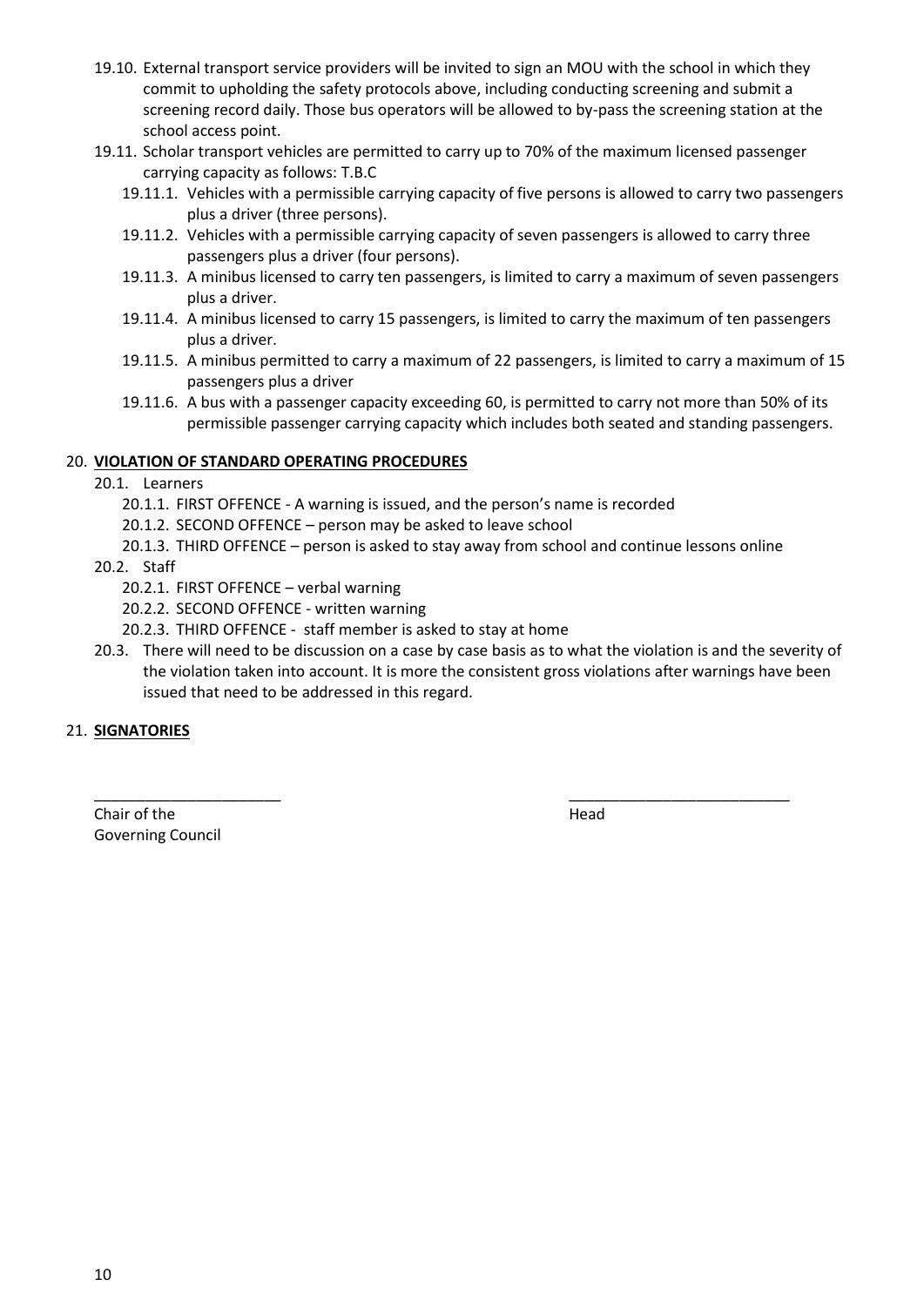19.10. External transport service providers will be invited to sign an MOU with the school in which they commit to upholding the safety protocols above, including conducting screening and submit a screening record daily. Those bus operators will be allowed to by-pass the screening station at the school access point.

19.11. Scholar transport vehicles are permitted to carry up to 70% of the maximum licensed passenger carrying capacity as follows: T.B.C

- 19.11.1. Vehicles with a permissible carrying capacity of five persons is allowed to carry two passengers plus a driver (three persons).
- 19.11.2. Vehicles with a permissible carrying capacity of seven passengers is allowed to carry three passengers plus a driver (four persons).
- 19.11.3. A minibus licensed to carry ten passengers, is limited to carry a maximum of seven passengers plus a driver.
- 19.11.4. A minibus licensed to carry 15 passengers, is limited to carry the maximum of ten passengers plus a driver.
- 19.11.5. A minibus permitted to carry a maximum of 22 passengers, is limited to carry a maximum of 15 passengers plus a driver
- 19.11.6. A bus with a passenger capacity exceeding 60, is permitted to carry not more than 50% of its permissible passenger carrying capacity which includes both seated and standing passengers.

## 20. **VIOLATION OF STANDARD OPERATING PROCEDURES**

20.1. Learners

- 20.1.1. FIRST OFFENCE - A warning is issued, and the person's name is recorded
- 20.1.2. SECOND OFFENCE – person may be asked to leave school
- 20.1.3. THIRD OFFENCE – person is asked to stay away from school and continue lessons online

20.2. Staff

- 20.2.1. FIRST OFFENCE – verbal warning
- 20.2.2. SECOND OFFENCE - written warning
- 20.2.3. THIRD OFFENCE - staff member is asked to stay at home

20.3. There will need to be discussion on a case by case basis as to what the violation is and the severity of the violation taken into account. It is more the consistent gross violations after warnings have been issued that need to be addressed in this regard.

## 21. **SIGNATORIES**

______________________ Chair of the Governing Council

__________________________ Head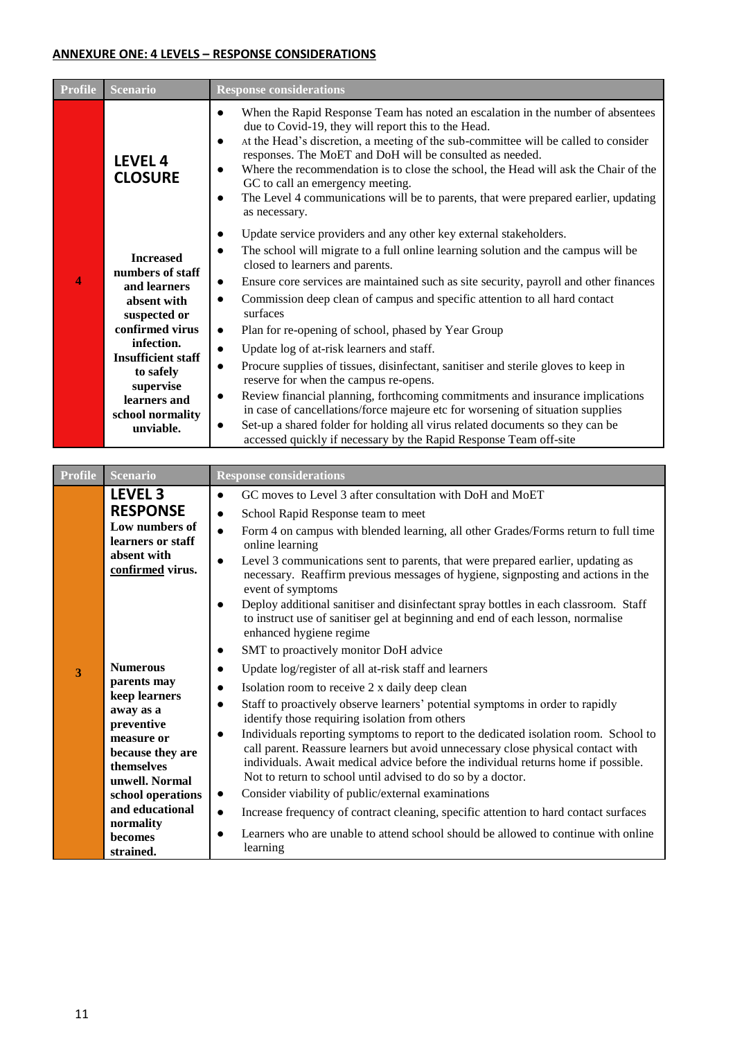**ANNEXURE ONE: 4 LEVELS – RESPONSE CONSIDERATIONS**

| Profile | Scenario | Response considerations |
|---|---|---|
| 4 | **LEVEL 4 CLOSURE**<br><br>**Increased numbers of staff and learners absent with suspected or confirmed virus infection. Insufficient staff to safely supervise learners and school normality unviable.** | • When the Rapid Response Team has noted an escalation in the number of absentees due to Covid-19, they will report this to the Head.<br>• At the Head's discretion, a meeting of the sub-committee will be called to consider responses. The MoET and DoH will be consulted as needed.<br>• Where the recommendation is to close the school, the Head will ask the Chair of the GC to call an emergency meeting.<br>• The Level 4 communications will be to parents, that were prepared earlier, updating as necessary.<br>• Update service providers and any other key external stakeholders.<br>• The school will migrate to a full online learning solution and the campus will be closed to learners and parents.<br>• Ensure core services are maintained such as site security, payroll and other finances<br>• Commission deep clean of campus and specific attention to all hard contact surfaces<br>• Plan for re-opening of school, phased by Year Group<br>• Update log of at-risk learners and staff.<br>• Procure supplies of tissues, disinfectant, sanitiser and sterile gloves to keep in reserve for when the campus re-opens.<br>• Review financial planning, forthcoming commitments and insurance implications in case of cancellations/force majeure etc for worsening of situation supplies<br>• Set-up a shared folder for holding all virus related documents so they can be accessed quickly if necessary by the Rapid Response Team off-site |

| Profile | Scenario | Response considerations |
|---|---|---|
| 3 | **LEVEL 3 RESPONSE**<br>**Low numbers of learners or staff absent with <u>confirmed</u> virus.**<br><br>**Numerous parents may keep learners away as a preventive measure or because they are themselves unwell. Normal school operations and educational normality becomes strained.** | • GC moves to Level 3 after consultation with DoH and MoET<br>• School Rapid Response team to meet<br>• Form 4 on campus with blended learning, all other Grades/Forms return to full time online learning<br>• Level 3 communications sent to parents, that were prepared earlier, updating as necessary. Reaffirm previous messages of hygiene, signposting and actions in the event of symptoms<br>• Deploy additional sanitiser and disinfectant spray bottles in each classroom. Staff to instruct use of sanitiser gel at beginning and end of each lesson, normalise enhanced hygiene regime<br>• SMT to proactively monitor DoH advice<br>• Update log/register of all at-risk staff and learners<br>• Isolation room to receive 2 x daily deep clean<br>• Staff to proactively observe learners' potential symptoms in order to rapidly identify those requiring isolation from others<br>• Individuals reporting symptoms to report to the dedicated isolation room. School to call parent. Reassure learners but avoid unnecessary close physical contact with individuals. Await medical advice before the individual returns home if possible. Not to return to school until advised to do so by a doctor.<br>• Consider viability of public/external examinations<br>• Increase frequency of contract cleaning, specific attention to hard contact surfaces<br>• Learners who are unable to attend school should be allowed to continue with online learning |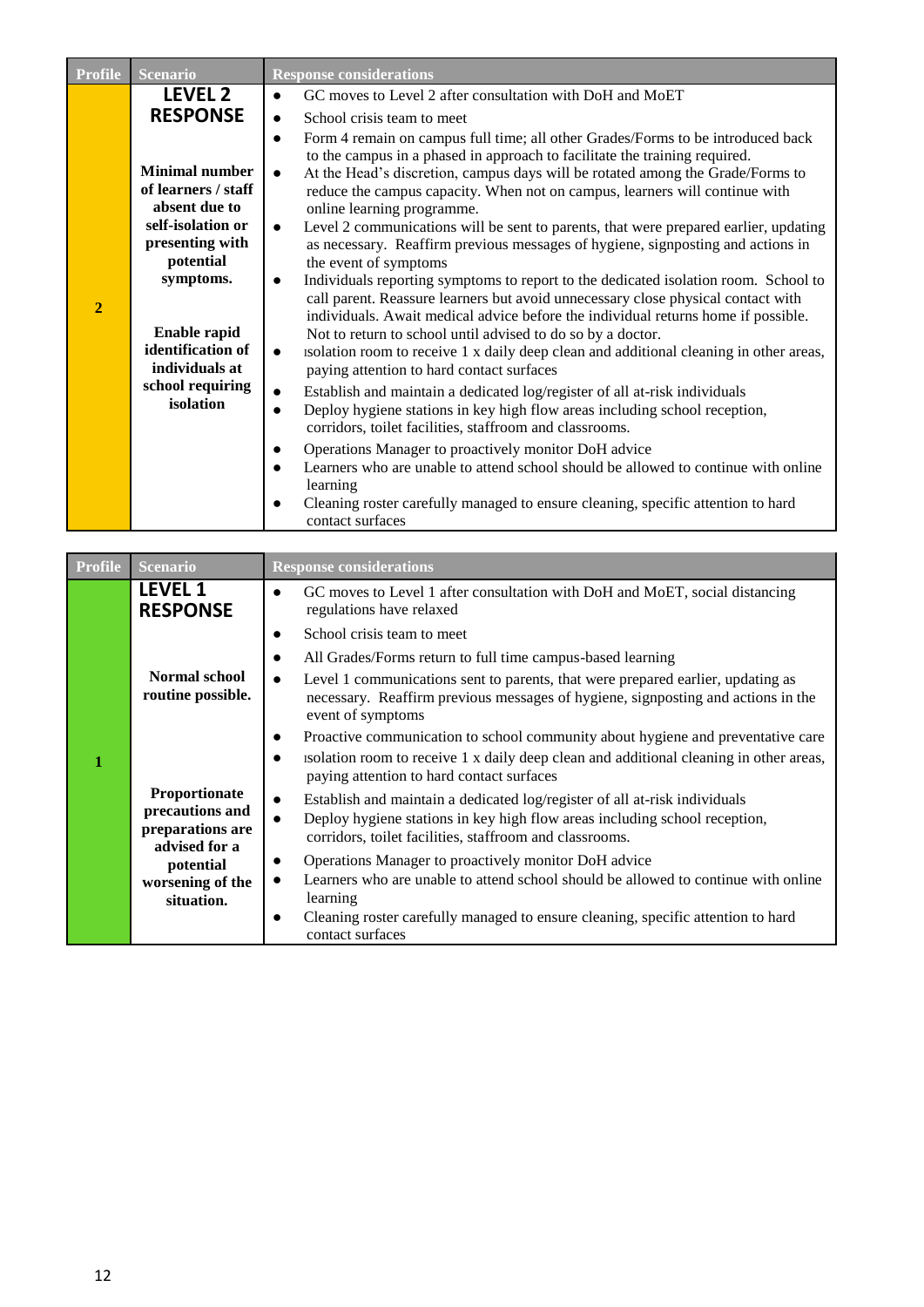| Profile | Scenario | Response considerations |
|---|---|---|
| 2 | **LEVEL 2 RESPONSE**<br><br>**Minimal number of learners / staff absent due to self-isolation or presenting with potential symptoms.**<br><br>**Enable rapid identification of individuals at school requiring isolation** | • GC moves to Level 2 after consultation with DoH and MoET<br>• School crisis team to meet<br>• Form 4 remain on campus full time; all other Grades/Forms to be introduced back to the campus in a phased in approach to facilitate the training required.<br>• At the Head's discretion, campus days will be rotated among the Grade/Forms to reduce the campus capacity. When not on campus, learners will continue with online learning programme.<br>• Level 2 communications will be sent to parents, that were prepared earlier, updating as necessary. Reaffirm previous messages of hygiene, signposting and actions in the event of symptoms<br>• Individuals reporting symptoms to report to the dedicated isolation room. School to call parent. Reassure learners but avoid unnecessary close physical contact with individuals. Await medical advice before the individual returns home if possible. Not to return to school until advised to do so by a doctor.<br>• ısolation room to receive 1 x daily deep clean and additional cleaning in other areas, paying attention to hard contact surfaces<br>• Establish and maintain a dedicated log/register of all at-risk individuals<br>• Deploy hygiene stations in key high flow areas including school reception, corridors, toilet facilities, staffroom and classrooms.<br>• Operations Manager to proactively monitor DoH advice<br>• Learners who are unable to attend school should be allowed to continue with online learning<br>• Cleaning roster carefully managed to ensure cleaning, specific attention to hard contact surfaces |

| Profile | Scenario | Response considerations |
|---|---|---|
| 1 | **LEVEL 1 RESPONSE**<br><br>**Normal school routine possible.**<br><br>**Proportionate precautions and preparations are advised for a potential worsening of the situation.** | • GC moves to Level 1 after consultation with DoH and MoET, social distancing regulations have relaxed<br>• School crisis team to meet<br>• All Grades/Forms return to full time campus-based learning<br>• Level 1 communications sent to parents, that were prepared earlier, updating as necessary. Reaffirm previous messages of hygiene, signposting and actions in the event of symptoms<br>• Proactive communication to school community about hygiene and preventative care<br>• ısolation room to receive 1 x daily deep clean and additional cleaning in other areas, paying attention to hard contact surfaces<br>• Establish and maintain a dedicated log/register of all at-risk individuals<br>• Deploy hygiene stations in key high flow areas including school reception, corridors, toilet facilities, staffroom and classrooms.<br>• Operations Manager to proactively monitor DoH advice<br>• Learners who are unable to attend school should be allowed to continue with online learning<br>• Cleaning roster carefully managed to ensure cleaning, specific attention to hard contact surfaces |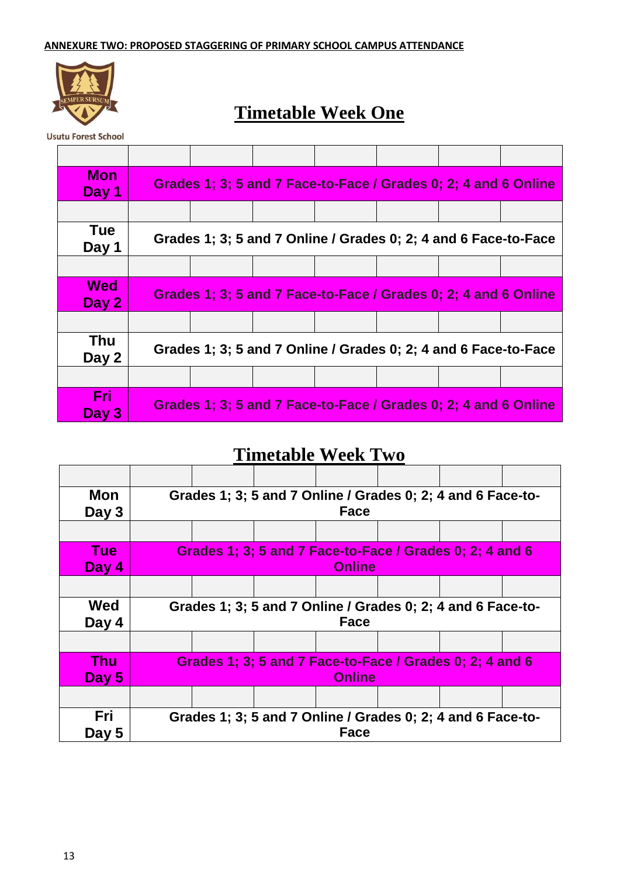**ANNEXURE TWO: PROPOSED STAGGERING OF PRIMARY SCHOOL CAMPUS ATTENDANCE**

Usutu Forest School

## Timetable Week One

| | | | | | | | |
|---|---|---|---|---|---|---|---|
| **Mon Day 1** | **Grades 1; 3; 5 and 7 Face-to-Face / Grades 0; 2; 4 and 6 Online** | | | | | | |
| | | | | | | | |
| **Tue Day 1** | **Grades 1; 3; 5 and 7 Online / Grades 0; 2; 4 and 6 Face-to-Face** | | | | | | |
| | | | | | | | |
| **Wed Day 2** | **Grades 1; 3; 5 and 7 Face-to-Face / Grades 0; 2; 4 and 6 Online** | | | | | | |
| | | | | | | | |
| **Thu Day 2** | **Grades 1; 3; 5 and 7 Online / Grades 0; 2; 4 and 6 Face-to-Face** | | | | | | |
| | | | | | | | |
| **Fri Day 3** | **Grades 1; 3; 5 and 7 Face-to-Face / Grades 0; 2; 4 and 6 Online** | | | | | | |

## Timetable Week Two

| | | | | | | | |
|---|---|---|---|---|---|---|---|
| **Mon Day 3** | **Grades 1; 3; 5 and 7 Online / Grades 0; 2; 4 and 6 Face-to-Face** | | | | | | |
| | | | | | | | |
| **Tue Day 4** | **Grades 1; 3; 5 and 7 Face-to-Face / Grades 0; 2; 4 and 6 Online** | | | | | | |
| | | | | | | | |
| **Wed Day 4** | **Grades 1; 3; 5 and 7 Online / Grades 0; 2; 4 and 6 Face-to-Face** | | | | | | |
| | | | | | | | |
| **Thu Day 5** | **Grades 1; 3; 5 and 7 Face-to-Face / Grades 0; 2; 4 and 6 Online** | | | | | | |
| | | | | | | | |
| **Fri Day 5** | **Grades 1; 3; 5 and 7 Online / Grades 0; 2; 4 and 6 Face-to-Face** | | | | | | |